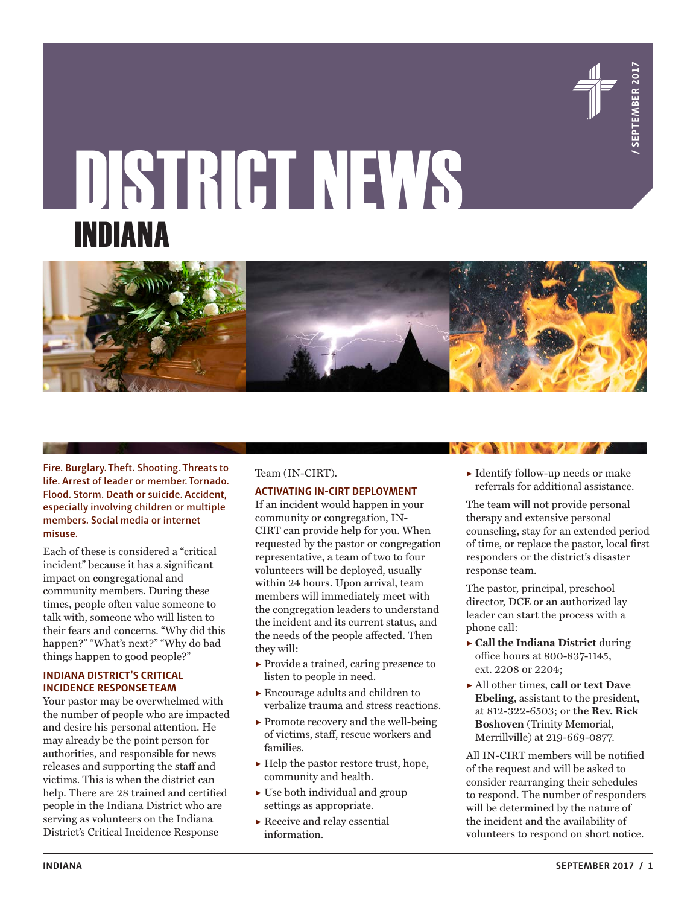# DISTRICT NEWS

## INDIANA

**Fire. Burglary. Theft. Shooting. Threats to life. Arrest of leader or member. Tornado. Flood. Storm. Death or suicide. Accident, especially involving children or multiple members. Social media or internet misuse.**

Each of these is considered a "critical incident" because it has a significant impact on congregational and community members. During these times, people often value someone to talk with, someone who will listen to their fears and concerns. "Why did this happen?" "What's next?" "Why do bad things happen to good people?"

### INDIANA DISTRICT'S CRITICAL INCIDENCE RESPONSE TEAM

Your pastor may be overwhelmed with the number of people who are impacted and desire his personal attention. He may already be the point person for authorities, and responsible for news releases and supporting the staff and victims. This is when the district can help. There are 28 trained and certified people in the Indiana District who are serving as volunteers on the Indiana District's Critical Incidence Response Team (IN-CIRT).

### ACTIVATING IN-CIRT DEPLOYMENT

If an incident would happen in your community or congregation, IN-CIRT can provide help for you. When requested by the pastor or congregation representative, a team of two to four volunteers will be deployed, usually within 24 hours. Upon arrival, team members will immediately meet with the congregation leaders to understand the incident and its current status, and the needs of the people affected. Then they will:

- Provide a trained, caring presence to listen to people in need.
- Encourage adults and children to verbalize trauma and stress reactions.
- Promote recovery and the well-being of victims, staff, rescue workers and families.
- Help the pastor restore trust, hope, community and health.
- Use both individual and group settings as appropriate.
- Receive and relay essential information.
- Identify follow-up needs or make referrals for additional assistance.

The team will not provide personal therapy and extensive personal counseling, stay for an extended period of time, or replace the pastor, local first responders or the district's disaster response team.

The pastor, principal, preschool director, DCE or an authorized lay leader can start the process with a phone call:

- **Call the Indiana District** during office hours at 800-837-1145, ext. 2208 or 2204;
- All other times, **call or text Dave Ebeling**, assistant to the president, at 812-322-6503; or **the Rev. Rick Boshoven** (Trinity Memorial, Merrillville) at 219-669-0877.

All IN-CIRT members will be notified of the request and will be asked to consider rearranging their schedules to respond. The number of responders will be determined by the nature of the incident and the availability of volunteers to respond on short notice.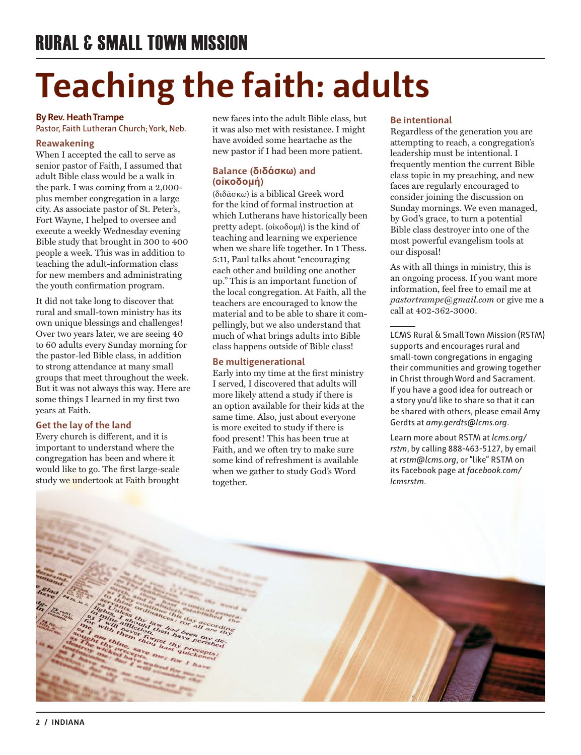# RURAL & SMALL TOWN MISSION

# Teaching the faith: adults

**By Rev. Heath Trampe**
Pastor, Faith Lutheran Church; York, Neb.

### Reawakening

When I accepted the call to serve as senior pastor of Faith, I assumed that adult Bible class would be a walk in the park. I was coming from a 2,000-plus member congregation in a large city. As associate pastor of St. Peter's, Fort Wayne, I helped to oversee and execute a weekly Wednesday evening Bible study that brought in 300 to 400 people a week. This was in addition to teaching the adult-information class for new members and administrating the youth confirmation program.

It did not take long to discover that rural and small-town ministry has its own unique blessings and challenges! Over two years later, we are seeing 40 to 60 adults every Sunday morning for the pastor-led Bible class, in addition to strong attendance at many small groups that meet throughout the week. But it was not always this way. Here are some things I learned in my first two years at Faith.

### Get the lay of the land

Every church is different, and it is important to understand where the congregation has been and where it would like to go. The first large-scale study we undertook at Faith brought new faces into the adult Bible class, but it was also met with resistance. I might have avoided some heartache as the new pastor if I had been more patient.

### Balance (διδάσκω) and (οἰκοδομή)

(διδάσκω) is a biblical Greek word for the kind of formal instruction at which Lutherans have historically been pretty adept. (οἰκοδομή) is the kind of teaching and learning we experience when we share life together. In 1 Thess. 5:11, Paul talks about "encouraging each other and building one another up." This is an important function of the local congregation. At Faith, all the teachers are encouraged to know the material and to be able to share it compellingly, but we also understand that much of what brings adults into Bible class happens outside of Bible class!

### Be multigenerational

Early into my time at the first ministry I served, I discovered that adults will more likely attend a study if there is an option available for their kids at the same time. Also, just about everyone is more excited to study if there is food present! This has been true at Faith, and we often try to make sure some kind of refreshment is available when we gather to study God's Word together.

### Be intentional

Regardless of the generation you are attempting to reach, a congregation's leadership must be intentional. I frequently mention the current Bible class topic in my preaching, and new faces are regularly encouraged to consider joining the discussion on Sunday mornings. We even managed, by God's grace, to turn a potential Bible class destroyer into one of the most powerful evangelism tools at our disposal!

As with all things in ministry, this is an ongoing process. If you want more information, feel free to email me at *pastortrampe@gmail.com* or give me a call at 402-362-3000.

---

LCMS Rural & Small Town Mission (RSTM) supports and encourages rural and small-town congregations in engaging their communities and growing together in Christ through Word and Sacrament. If you have a good idea for outreach or a story you'd like to share so that it can be shared with others, please email Amy Gerdts at *amy.gerdts@lcms.org*.

Learn more about RSTM at *lcms.org/rstm*, by calling 888-463-5127, by email at *rstm@lcms.org*, or "like" RSTM on its Facebook page at *facebook.com/lcmsrstm*.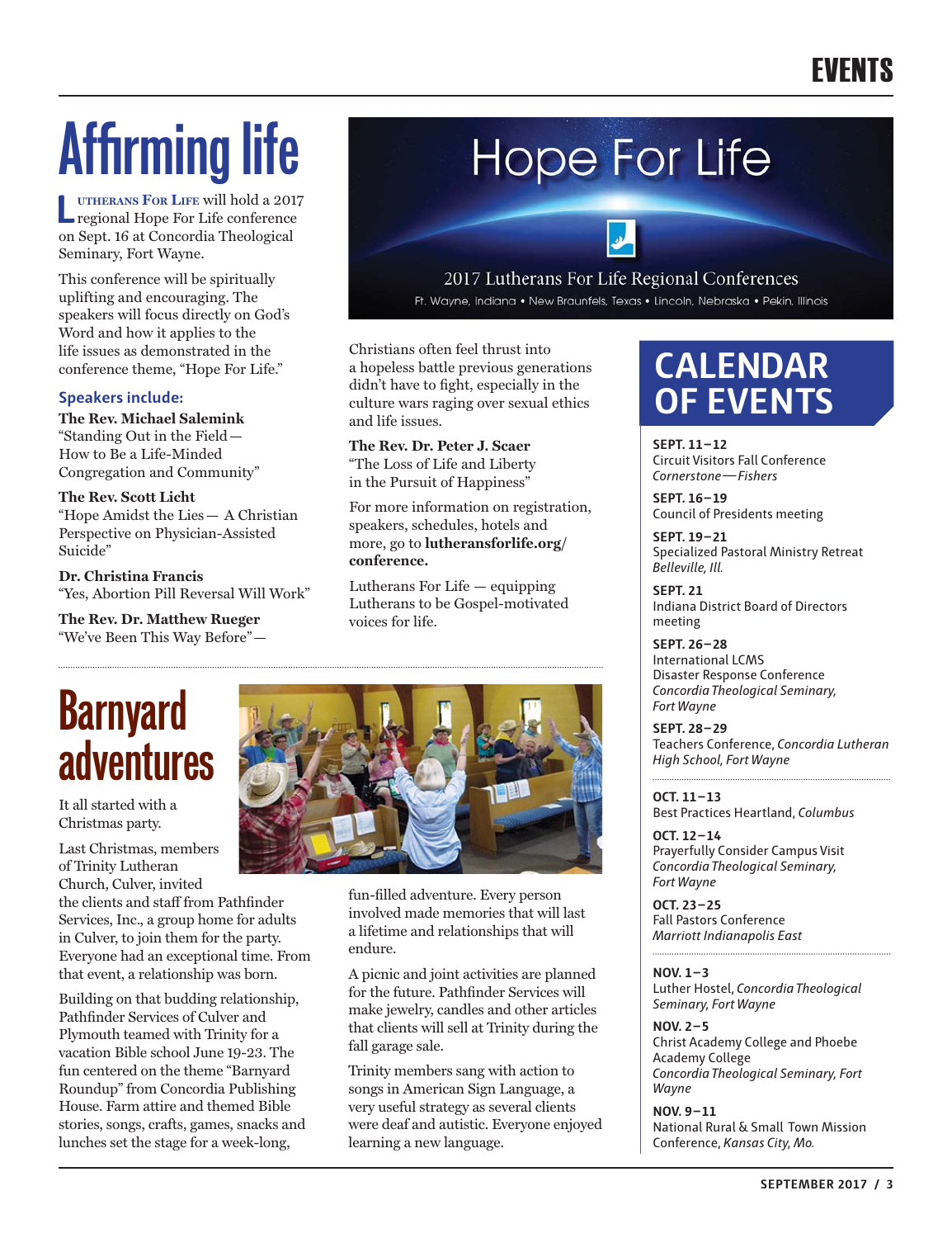# Affirming life

**Lutherans For Life** will hold a 2017 regional Hope For Life conference on Sept. 16 at Concordia Theological Seminary, Fort Wayne.

This conference will be spiritually uplifting and encouraging. The speakers will focus directly on God's Word and how it applies to the life issues as demonstrated in the conference theme, "Hope For Life."

### Speakers include:

**The Rev. Michael Salemink**
"Standing Out in the Field— How to Be a Life-Minded Congregation and Community"

**The Rev. Scott Licht**
"Hope Amidst the Lies— A Christian Perspective on Physician-Assisted Suicide"

**Dr. Christina Francis**
"Yes, Abortion Pill Reversal Will Work"

**The Rev. Dr. Matthew Rueger**
"We've Been This Way Before"— Christians often feel thrust into a hopeless battle previous generations didn't have to fight, especially in the culture wars raging over sexual ethics and life issues.

**The Rev. Dr. Peter J. Scaer**
"The Loss of Life and Liberty in the Pursuit of Happiness"

For more information on registration, speakers, schedules, hotels and more, go to **lutheransforlife.org/conference.**

Lutherans For Life — equipping Lutherans to be Gospel-motivated voices for life.

Hope For Life

2017 Lutherans For Life Regional Conferences
Ft. Wayne, Indiana • New Braunfels, Texas • Lincoln, Nebraska • Pekin, Illinois

# Barnyard adventures

It all started with a Christmas party.

Last Christmas, members of Trinity Lutheran Church, Culver, invited the clients and staff from Pathfinder Services, Inc., a group home for adults in Culver, to join them for the party. Everyone had an exceptional time. From that event, a relationship was born.

Building on that budding relationship, Pathfinder Services of Culver and Plymouth teamed with Trinity for a vacation Bible school June 19-23. The fun centered on the theme "Barnyard Roundup" from Concordia Publishing House. Farm attire and themed Bible stories, songs, crafts, games, snacks and lunches set the stage for a week-long, fun-filled adventure. Every person involved made memories that will last a lifetime and relationships that will endure.

A picnic and joint activities are planned for the future. Pathfinder Services will make jewelry, candles and other articles that clients will sell at Trinity during the fall garage sale.

Trinity members sang with action to songs in American Sign Language, a very useful strategy as several clients were deaf and autistic. Everyone enjoyed learning a new language.

## CALENDAR OF EVENTS

**SEPT. 11–12**
Circuit Visitors Fall Conference
*Cornerstone—Fishers*

**SEPT. 16–19**
Council of Presidents meeting

**SEPT. 19–21**
Specialized Pastoral Ministry Retreat
*Belleville, Ill.*

**SEPT. 21**
Indiana District Board of Directors meeting

**SEPT. 26–28**
International LCMS Disaster Response Conference
*Concordia Theological Seminary, Fort Wayne*

**SEPT. 28–29**
Teachers Conference, *Concordia Lutheran High School, Fort Wayne*

**OCT. 11–13**
Best Practices Heartland, *Columbus*

**OCT. 12–14**
Prayerfully Consider Campus Visit
*Concordia Theological Seminary, Fort Wayne*

**OCT. 23–25**
Fall Pastors Conference
*Marriott Indianapolis East*

**NOV. 1–3**
Luther Hostel, *Concordia Theological Seminary, Fort Wayne*

**NOV. 2–5**
Christ Academy College and Phoebe Academy College
*Concordia Theological Seminary, Fort Wayne*

**NOV. 9–11**
National Rural & Small Town Mission Conference, *Kansas City, Mo.*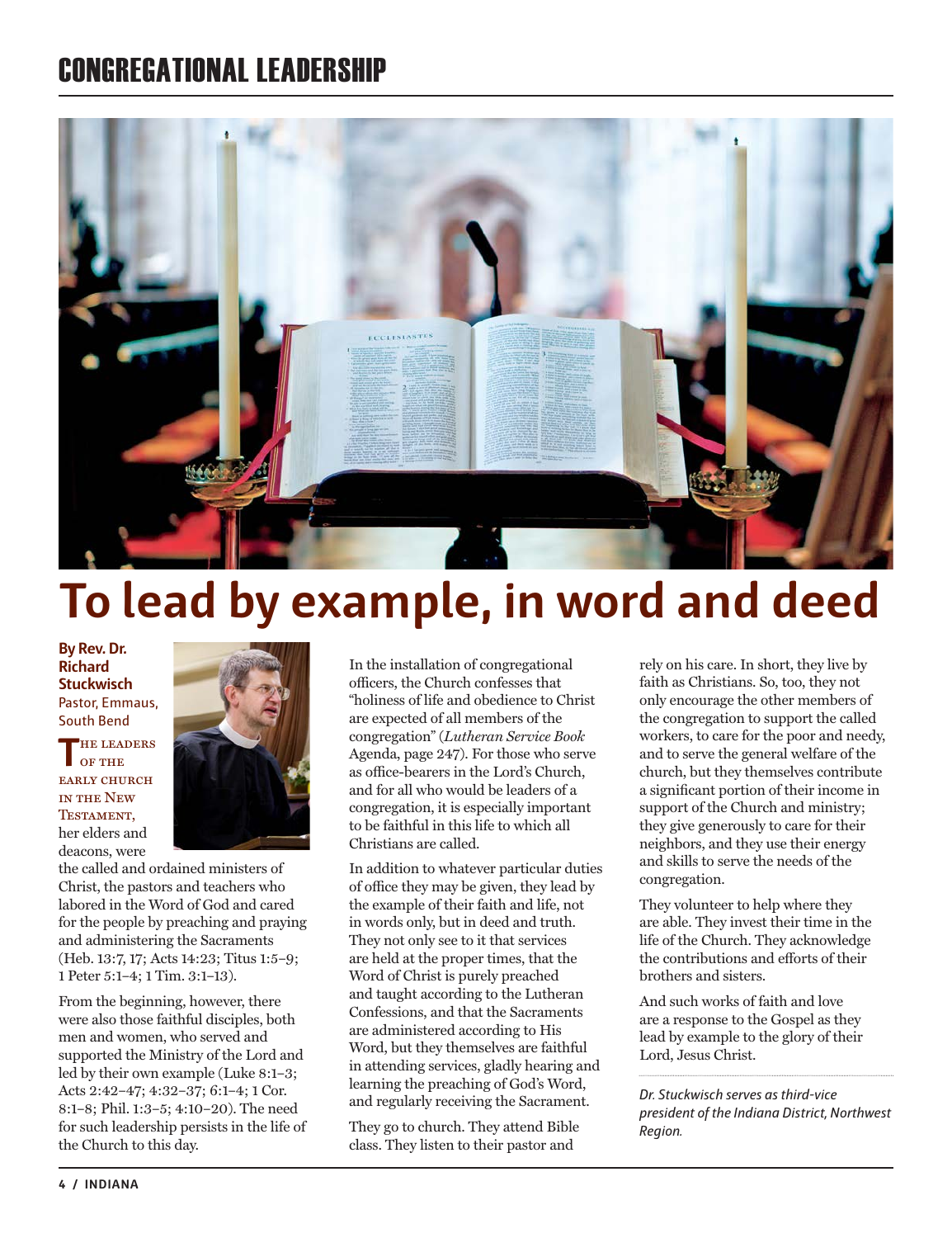# CONGREGATIONAL LEADERSHIP

# To lead by example, in word and deed

**By Rev. Dr. Richard Stuckwisch**
Pastor, Emmaus, South Bend

THE LEADERS OF THE EARLY CHURCH IN THE NEW TESTAMENT, her elders and deacons, were the called and ordained ministers of Christ, the pastors and teachers who labored in the Word of God and cared for the people by preaching and praying and administering the Sacraments (Heb. 13:7, 17; Acts 14:23; Titus 1:5–9; 1 Peter 5:1–4; 1 Tim. 3:1–13).

From the beginning, however, there were also those faithful disciples, both men and women, who served and supported the Ministry of the Lord and led by their own example (Luke 8:1–3; Acts 2:42–47; 4:32–37; 6:1–4; 1 Cor. 8:1–8; Phil. 1:3–5; 4:10–20). The need for such leadership persists in the life of the Church to this day.

In the installation of congregational officers, the Church confesses that "holiness of life and obedience to Christ are expected of all members of the congregation" (*Lutheran Service Book* Agenda, page 247). For those who serve as office-bearers in the Lord's Church, and for all who would be leaders of a congregation, it is especially important to be faithful in this life to which all Christians are called.

In addition to whatever particular duties of office they may be given, they lead by the example of their faith and life, not in words only, but in deed and truth. They not only see to it that services are held at the proper times, that the Word of Christ is purely preached and taught according to the Lutheran Confessions, and that the Sacraments are administered according to His Word, but they themselves are faithful in attending services, gladly hearing and learning the preaching of God's Word, and regularly receiving the Sacrament.

They go to church. They attend Bible class. They listen to their pastor and rely on his care. In short, they live by faith as Christians. So, too, they not only encourage the other members of the congregation to support the called workers, to care for the poor and needy, and to serve the general welfare of the church, but they themselves contribute a significant portion of their income in support of the Church and ministry; they give generously to care for their neighbors, and they use their energy and skills to serve the needs of the congregation.

They volunteer to help where they are able. They invest their time in the life of the Church. They acknowledge the contributions and efforts of their brothers and sisters.

And such works of faith and love are a response to the Gospel as they lead by example to the glory of their Lord, Jesus Christ.

*Dr. Stuckwisch serves as third-vice president of the Indiana District, Northwest Region.*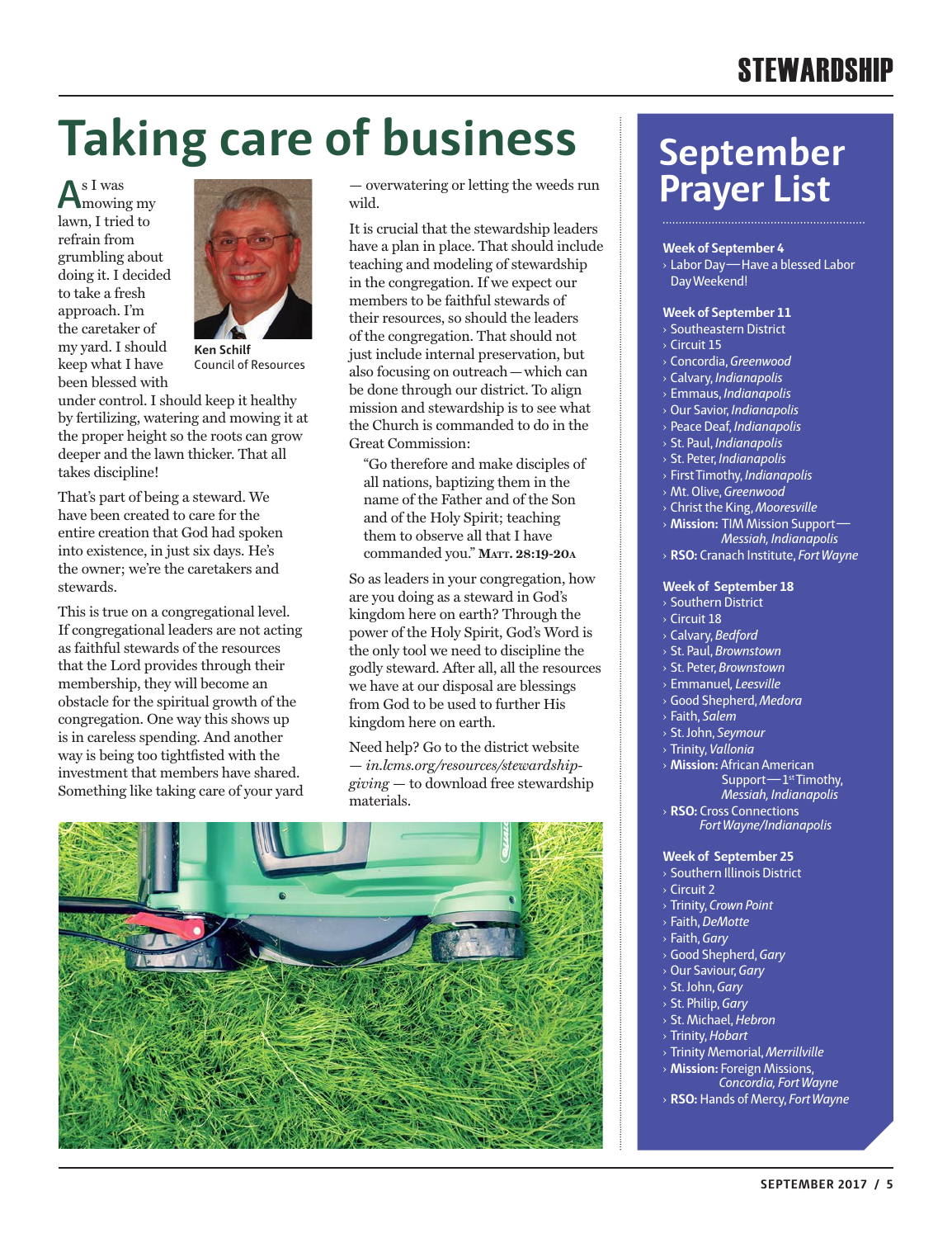# Taking care of business

**Ken Schilf**
Council of Resources

As I was mowing my lawn, I tried to refrain from grumbling about doing it. I decided to take a fresh approach. I'm the caretaker of my yard. I should keep what I have been blessed with under control. I should keep it healthy by fertilizing, watering and mowing it at the proper height so the roots can grow deeper and the lawn thicker. That all takes discipline!

That's part of being a steward. We have been created to care for the entire creation that God had spoken into existence, in just six days. He's the owner; we're the caretakers and stewards.

This is true on a congregational level. If congregational leaders are not acting as faithful stewards of the resources that the Lord provides through their membership, they will become an obstacle for the spiritual growth of the congregation. One way this shows up is in careless spending. And another way is being too tightfisted with the investment that members have shared. Something like taking care of your yard — overwatering or letting the weeds run wild.

It is crucial that the stewardship leaders have a plan in place. That should include teaching and modeling of stewardship in the congregation. If we expect our members to be faithful stewards of their resources, so should the leaders of the congregation. That should not just include internal preservation, but also focusing on outreach — which can be done through our district. To align mission and stewardship is to see what the Church is commanded to do in the Great Commission:

> "Go therefore and make disciples of all nations, baptizing them in the name of the Father and of the Son and of the Holy Spirit; teaching them to observe all that I have commanded you." **Matt. 28:19-20a**

So as leaders in your congregation, how are you doing as a steward in God's kingdom here on earth? Through the power of the Holy Spirit, God's Word is the only tool we need to discipline the godly steward. After all, all the resources we have at our disposal are blessings from God to be used to further His kingdom here on earth.

Need help? Go to the district website — *in.lcms.org/resources/stewardship-giving* — to download free stewardship materials.

## September Prayer List

**Week of September 4**
- Labor Day — Have a blessed Labor Day Weekend!

**Week of September 11**
- Southeastern District
- Circuit 15
- Concordia, *Greenwood*
- Calvary, *Indianapolis*
- Emmaus, *Indianapolis*
- Our Savior, *Indianapolis*
- Peace Deaf, *Indianapolis*
- St. Paul, *Indianapolis*
- St. Peter, *Indianapolis*
- First Timothy, *Indianapolis*
- Mt. Olive, *Greenwood*
- Christ the King, *Mooresville*
- **Mission:** TIM Mission Support — *Messiah, Indianapolis*
- **RSO:** Cranach Institute, *Fort Wayne*

**Week of September 18**
- Southern District
- Circuit 18
- Calvary, *Bedford*
- St. Paul, *Brownstown*
- St. Peter, *Brownstown*
- Emmanuel, *Leesville*
- Good Shepherd, *Medora*
- Faith, *Salem*
- St. John, *Seymour*
- Trinity, *Vallonia*
- **Mission:** African American Support — 1st Timothy, *Messiah, Indianapolis*
- **RSO:** Cross Connections *Fort Wayne/Indianapolis*

**Week of September 25**
- Southern Illinois District
- Circuit 2
- Trinity, *Crown Point*
- Faith, *DeMotte*
- Faith, *Gary*
- Good Shepherd, *Gary*
- Our Saviour, *Gary*
- St. John, *Gary*
- St. Philip, *Gary*
- St. Michael, *Hebron*
- Trinity, *Hobart*
- Trinity Memorial, *Merrillville*
- **Mission:** Foreign Missions, *Concordia, Fort Wayne*
- **RSO:** Hands of Mercy, *Fort Wayne*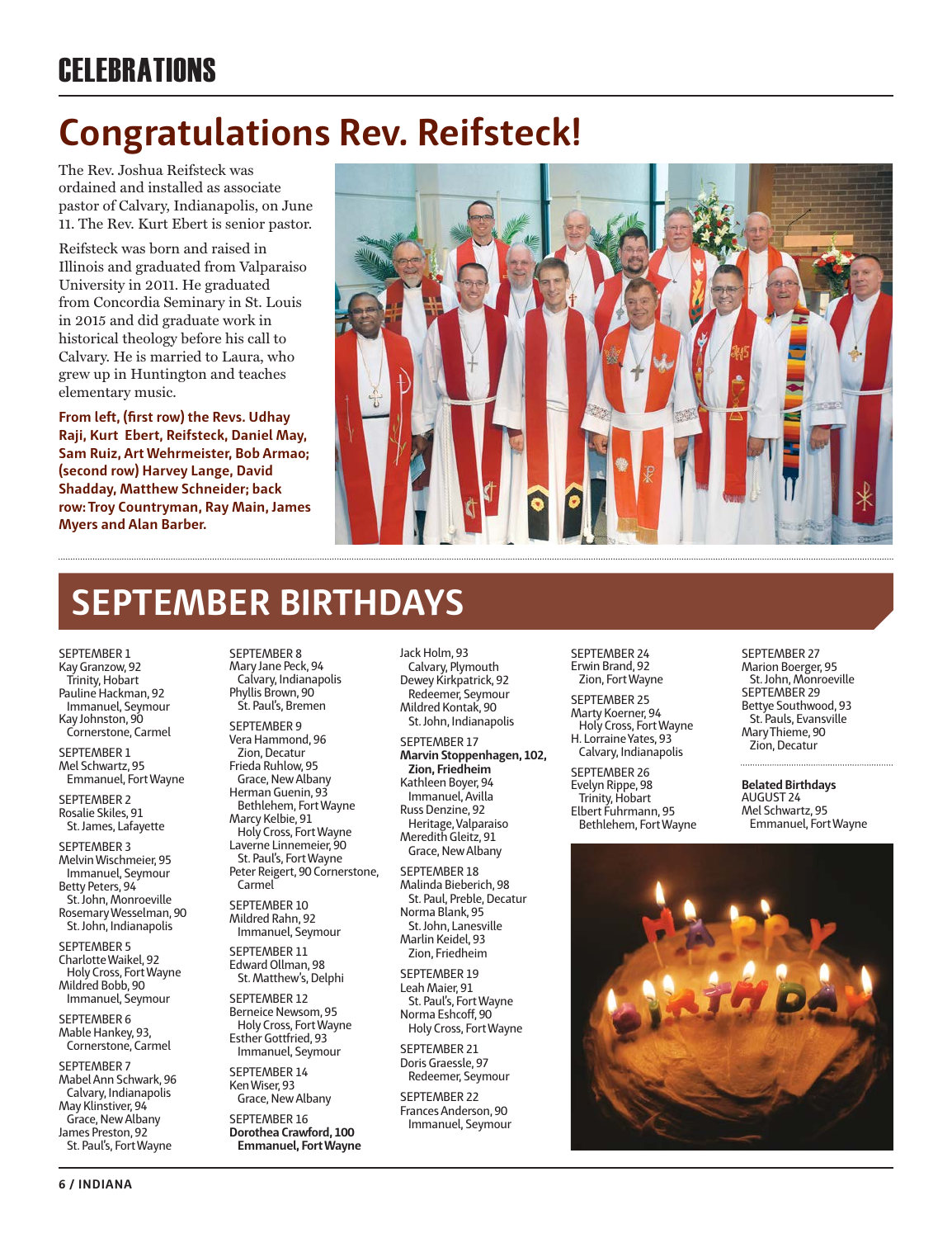## CELEBRATIONS

# Congratulations Rev. Reifsteck!

The Rev. Joshua Reifsteck was ordained and installed as associate pastor of Calvary, Indianapolis, on June 11. The Rev. Kurt Ebert is senior pastor.

Reifsteck was born and raised in Illinois and graduated from Valparaiso University in 2011. He graduated from Concordia Seminary in St. Louis in 2015 and did graduate work in historical theology before his call to Calvary. He is married to Laura, who grew up in Huntington and teaches elementary music.

**From left, (first row) the Revs. Udhay Raji, Kurt Ebert, Reifsteck, Daniel May, Sam Ruiz, Art Wehrmeister, Bob Armao; (second row) Harvey Lange, David Shadday, Matthew Schneider; back row: Troy Countryman, Ray Main, James Myers and Alan Barber.**

# SEPTEMBER BIRTHDAYS

SEPTEMBER 1
Kay Granzow, 92
Trinity, Hobart
Pauline Hackman, 92
Immanuel, Seymour
Kay Johnston, 90
Cornerstone, Carmel

SEPTEMBER 1
Mel Schwartz, 95
Emmanuel, Fort Wayne

SEPTEMBER 2
Rosalie Skiles, 91
St. James, Lafayette

SEPTEMBER 3
Melvin Wischmeier, 95
Immanuel, Seymour
Betty Peters, 94
St. John, Monroeville
Rosemary Wesselman, 90
St. John, Indianapolis

SEPTEMBER 5
Charlotte Waikel, 92
Holy Cross, Fort Wayne
Mildred Bobb, 90
Immanuel, Seymour

SEPTEMBER 6
Mable Hankey, 93,
Cornerstone, Carmel

SEPTEMBER 7
Mabel Ann Schwark, 96
Calvary, Indianapolis
May Klinstiver, 94
Grace, New Albany
James Preston, 92
St. Paul's, Fort Wayne

SEPTEMBER 8
Mary Jane Peck, 94
Calvary, Indianapolis
Phyllis Brown, 90
St. Paul's, Bremen

SEPTEMBER 9
Vera Hammond, 96
Zion, Decatur
Frieda Ruhlow, 95
Grace, New Albany
Herman Guenin, 93
Bethlehem, Fort Wayne
Marcy Kelbie, 91
Holy Cross, Fort Wayne
Laverne Linnemeier, 90
St. Paul's, Fort Wayne
Peter Reigert, 90 Cornerstone, Carmel

SEPTEMBER 10
Mildred Rahn, 92
Immanuel, Seymour

SEPTEMBER 11
Edward Ollman, 98
St. Matthew's, Delphi

SEPTEMBER 12
Berneice Newsom, 95
Holy Cross, Fort Wayne
Esther Gottfried, 93
Immanuel, Seymour

SEPTEMBER 14
Ken Wiser, 93
Grace, New Albany

SEPTEMBER 16
**Dorothea Crawford, 100**
**Emmanuel, Fort Wayne**
Jack Holm, 93
Calvary, Plymouth
Dewey Kirkpatrick, 92
Redeemer, Seymour
Mildred Kontak, 90
St. John, Indianapolis

SEPTEMBER 17
**Marvin Stoppenhagen, 102,**
**Zion, Friedheim**
Kathleen Boyer, 94
Immanuel, Avilla
Russ Denzine, 92
Heritage, Valparaiso
Meredith Gleitz, 91
Grace, New Albany

SEPTEMBER 18
Malinda Bieberich, 98
St. Paul, Preble, Decatur
Norma Blank, 95
St. John, Lanesville
Marlin Keidel, 93
Zion, Friedheim

SEPTEMBER 19
Leah Maier, 91
St. Paul's, Fort Wayne
Norma Eshcoff, 90
Holy Cross, Fort Wayne

SEPTEMBER 21
Doris Graessle, 97
Redeemer, Seymour

SEPTEMBER 22
Frances Anderson, 90
Immanuel, Seymour

SEPTEMBER 24
Erwin Brand, 92
Zion, Fort Wayne

SEPTEMBER 25
Marty Koerner, 94
Holy Cross, Fort Wayne
H. Lorraine Yates, 93
Calvary, Indianapolis

SEPTEMBER 26
Evelyn Rippe, 98
Trinity, Hobart
Elbert Fuhrmann, 95
Bethlehem, Fort Wayne

SEPTEMBER 27
Marion Boerger, 95
St. John, Monroeville

SEPTEMBER 29
Bettye Southwood, 93
St. Pauls, Evansville
Mary Thieme, 90
Zion, Decatur

**Belated Birthdays**
AUGUST 24
Mel Schwartz, 95
Emmanuel, Fort Wayne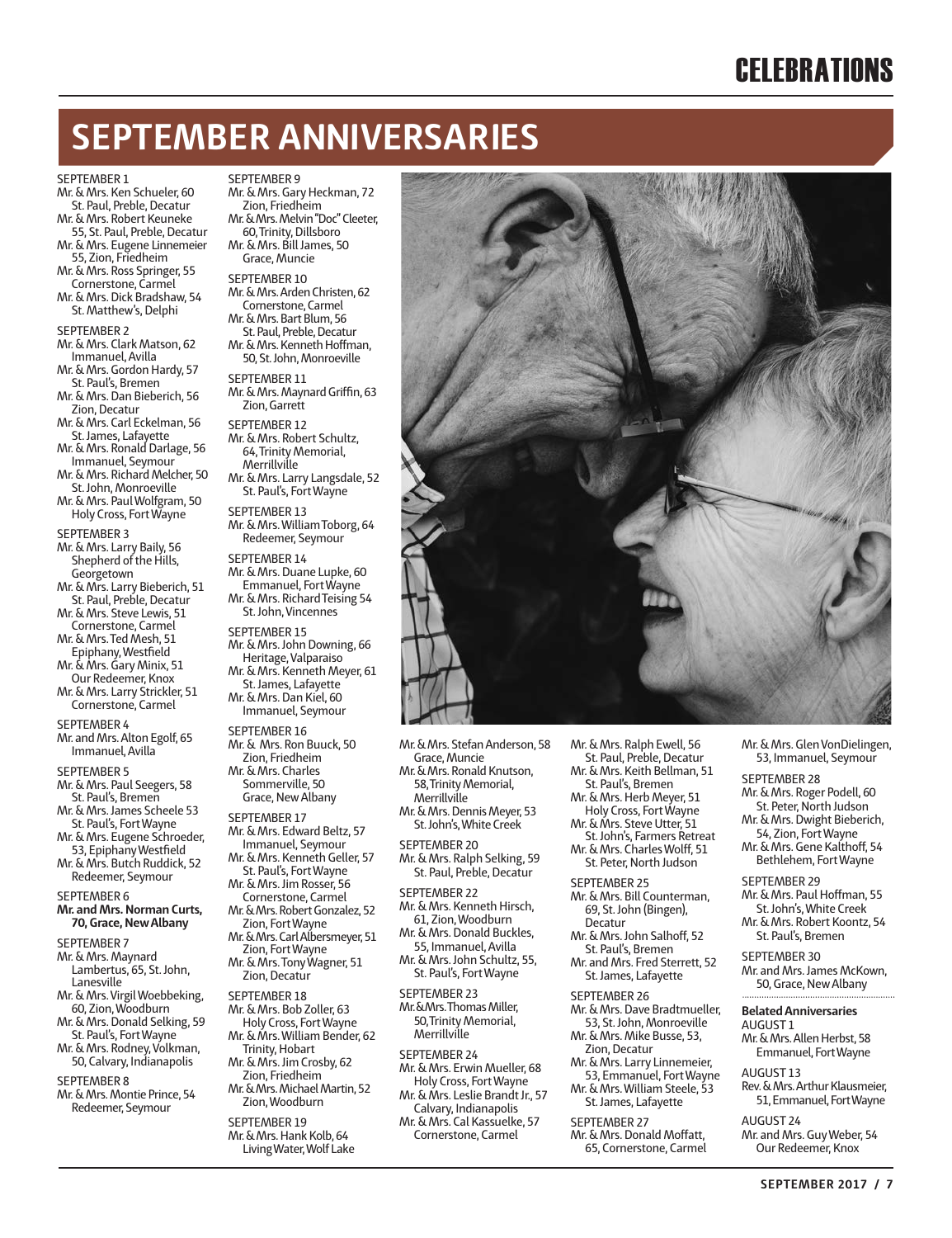# CELEBRATIONS

## SEPTEMBER ANNIVERSARIES

SEPTEMBER 1
- Mr. & Mrs. Ken Schueler, 60 St. Paul, Preble, Decatur
- Mr. & Mrs. Robert Keuneke 55, St. Paul, Preble, Decatur
- Mr. & Mrs. Eugene Linnemeier 55, Zion, Friedheim
- Mr. & Mrs. Ross Springer, 55 Cornerstone, Carmel
- Mr. & Mrs. Dick Bradshaw, 54 St. Matthew's, Delphi

SEPTEMBER 2
- Mr. & Mrs. Clark Matson, 62 Immanuel, Avilla
- Mr. & Mrs. Gordon Hardy, 57 St. Paul's, Bremen
- Mr. & Mrs. Dan Bieberich, 56 Zion, Decatur
- Mr. & Mrs. Carl Eckelman, 56 St. James, Lafayette
- Mr. & Mrs. Ronald Darlage, 56 Immanuel, Seymour
- Mr. & Mrs. Richard Melcher, 50 St. John, Monroeville
- Mr. & Mrs. Paul Wolfgram, 50 Holy Cross, Fort Wayne

SEPTEMBER 3
- Mr. & Mrs. Larry Baily, 56 Shepherd of the Hills, Georgetown
- Mr. & Mrs. Larry Bieberich, 51 St. Paul, Preble, Decatur
- Mr. & Mrs. Steve Lewis, 51 Cornerstone, Carmel
- Mr. & Mrs. Ted Mesh, 51 Epiphany, Westfield
- Mr. & Mrs. Gary Minix, 51 Our Redeemer, Knox
- Mr. & Mrs. Larry Strickler, 51 Cornerstone, Carmel

SEPTEMBER 4
- Mr. and Mrs. Alton Egolf, 65 Immanuel, Avilla

SEPTEMBER 5
- Mr. & Mrs. Paul Seegers, 58 St. Paul's, Bremen
- Mr. & Mrs. James Scheele 53 St. Paul's, Fort Wayne
- Mr. & Mrs. Eugene Schroeder, 53, Epiphany Westfield
- Mr. & Mrs. Butch Ruddick, 52 Redeemer, Seymour

SEPTEMBER 6
- **Mr. and Mrs. Norman Curts, 70, Grace, New Albany**

SEPTEMBER 7
- Mr. & Mrs. Maynard Lambertus, 65, St. John, Lanesville
- Mr. & Mrs. Virgil Woebbeking, 60, Zion, Woodburn
- Mr. & Mrs. Donald Selking, 59 St. Paul's, Fort Wayne
- Mr. & Mrs. Rodney, Volkman, 50, Calvary, Indianapolis

SEPTEMBER 8
- Mr. & Mrs. Montie Prince, 54 Redeemer, Seymour

SEPTEMBER 9
- Mr. & Mrs. Gary Heckman, 72 Zion, Friedheim
- Mr. & Mrs. Melvin "Doc" Cleeter, 60, Trinity, Dillsboro
- Mr. & Mrs. Bill James, 50 Grace, Muncie

SEPTEMBER 10
- Mr. & Mrs. Arden Christen, 62 Cornerstone, Carmel
- Mr. & Mrs. Bart Blum, 56 St. Paul, Preble, Decatur
- Mr. & Mrs. Kenneth Hoffman, 50, St. John, Monroeville

SEPTEMBER 11
- Mr. & Mrs. Maynard Griffin, 63 Zion, Garrett

SEPTEMBER 12
- Mr. & Mrs. Robert Schultz, 64, Trinity Memorial, Merrillville
- Mr. & Mrs. Larry Langsdale, 52 St. Paul's, Fort Wayne

SEPTEMBER 13
- Mr. & Mrs. William Toborg, 64 Redeemer, Seymour

SEPTEMBER 14
- Mr. & Mrs. Duane Lupke, 60 Emmanuel, Fort Wayne
- Mr. & Mrs. Richard Teising 54 St. John, Vincennes

SEPTEMBER 15
- Mr. & Mrs. John Downing, 66 Heritage, Valparaiso
- Mr. & Mrs. Kenneth Meyer, 61 St. James, Lafayette
- Mr. & Mrs. Dan Kiel, 60 Immanuel, Seymour

SEPTEMBER 16
- Mr. & Mrs. Ron Buuck, 50 Zion, Friedheim
- Mr. & Mrs. Charles Sommerville, 50 Grace, New Albany

SEPTEMBER 17
- Mr. & Mrs. Edward Beltz, 57 Immanuel, Seymour
- Mr. & Mrs. Kenneth Geller, 57 St. Paul's, Fort Wayne
- Mr. & Mrs. Jim Rosser, 56 Cornerstone, Carmel
- Mr. & Mrs. Robert Gonzalez, 52 Zion, Fort Wayne
- Mr. & Mrs. Carl Albersmeyer, 51 Zion, Fort Wayne
- Mr. & Mrs. Tony Wagner, 51 Zion, Decatur

SEPTEMBER 18
- Mr. & Mrs. Bob Zoller, 63 Holy Cross, Fort Wayne
- Mr. & Mrs. William Bender, 62 Trinity, Hobart
- Mr. & Mrs. Jim Crosby, 62 Zion, Friedheim
- Mr. & Mrs. Michael Martin, 52 Zion, Woodburn

SEPTEMBER 19
- Mr. & Mrs. Hank Kolb, 64 Living Water, Wolf Lake
- Mr. & Mrs. Stefan Anderson, 58 Grace, Muncie
- Mr. & Mrs. Ronald Knutson, 58, Trinity Memorial, Merrillville
- Mr. & Mrs. Dennis Meyer, 53 St. John's, White Creek

SEPTEMBER 20
- Mr. & Mrs. Ralph Selking, 59 St. Paul, Preble, Decatur

SEPTEMBER 22
- Mr. & Mrs. Kenneth Hirsch, 61, Zion, Woodburn
- Mr. & Mrs. Donald Buckles, 55, Immanuel, Avilla
- Mr. & Mrs. John Schultz, 55, St. Paul's, Fort Wayne

SEPTEMBER 23
- Mr. & Mrs. Thomas Miller, 50, Trinity Memorial, Merrillville

SEPTEMBER 24
- Mr. & Mrs. Erwin Mueller, 68 Holy Cross, Fort Wayne
- Mr. & Mrs. Leslie Brandt Jr., 57 Calvary, Indianapolis
- Mr. & Mrs. Cal Kassuelke, 57 Cornerstone, Carmel
- Mr. & Mrs. Ralph Ewell, 56 St. Paul, Preble, Decatur
- Mr. & Mrs. Keith Bellman, 51 St. Paul's, Bremen
- Mr. & Mrs. Herb Meyer, 51 Holy Cross, Fort Wayne
- Mr. & Mrs. Steve Utter, 51 St. John's, Farmers Retreat
- Mr. & Mrs. Charles Wolff, 51 St. Peter, North Judson

SEPTEMBER 25
- Mr. & Mrs. Bill Counterman, 69, St. John (Bingen), Decatur
- Mr. & Mrs. John Salhoff, 52 St. Paul's, Bremen
- Mr. and Mrs. Fred Sterrett, 52 St. James, Lafayette

SEPTEMBER 26
- Mr. & Mrs. Dave Bradtmueller, 53, St. John, Monroeville
- Mr. & Mrs. Mike Busse, 53, Zion, Decatur
- Mr. & Mrs. Larry Linnemeier, 53, Emmanuel, Fort Wayne
- Mr. & Mrs. William Steele, 53 St. James, Lafayette

SEPTEMBER 27
- Mr. & Mrs. Donald Moffatt, 65, Cornerstone, Carmel
- Mr. & Mrs. Glen VonDielingen, 53, Immanuel, Seymour

SEPTEMBER 28
- Mr. & Mrs. Roger Podell, 60 St. Peter, North Judson
- Mr. & Mrs. Dwight Bieberich, 54, Zion, Fort Wayne
- Mr. & Mrs. Gene Kalthoff, 54 Bethlehem, Fort Wayne

SEPTEMBER 29
- Mr. & Mrs. Paul Hoffman, 55 St. John's, White Creek
- Mr. & Mrs. Robert Koontz, 54 St. Paul's, Bremen

SEPTEMBER 30
- Mr. and Mrs. James McKown, 50, Grace, New Albany

**Belated Anniversaries**

AUGUST 1
- Mr. & Mrs. Allen Herbst, 58 Emmanuel, Fort Wayne

AUGUST 13
- Rev. & Mrs. Arthur Klausmeier, 51, Emmanuel, Fort Wayne

AUGUST 24
- Mr. and Mrs. Guy Weber, 54 Our Redeemer, Knox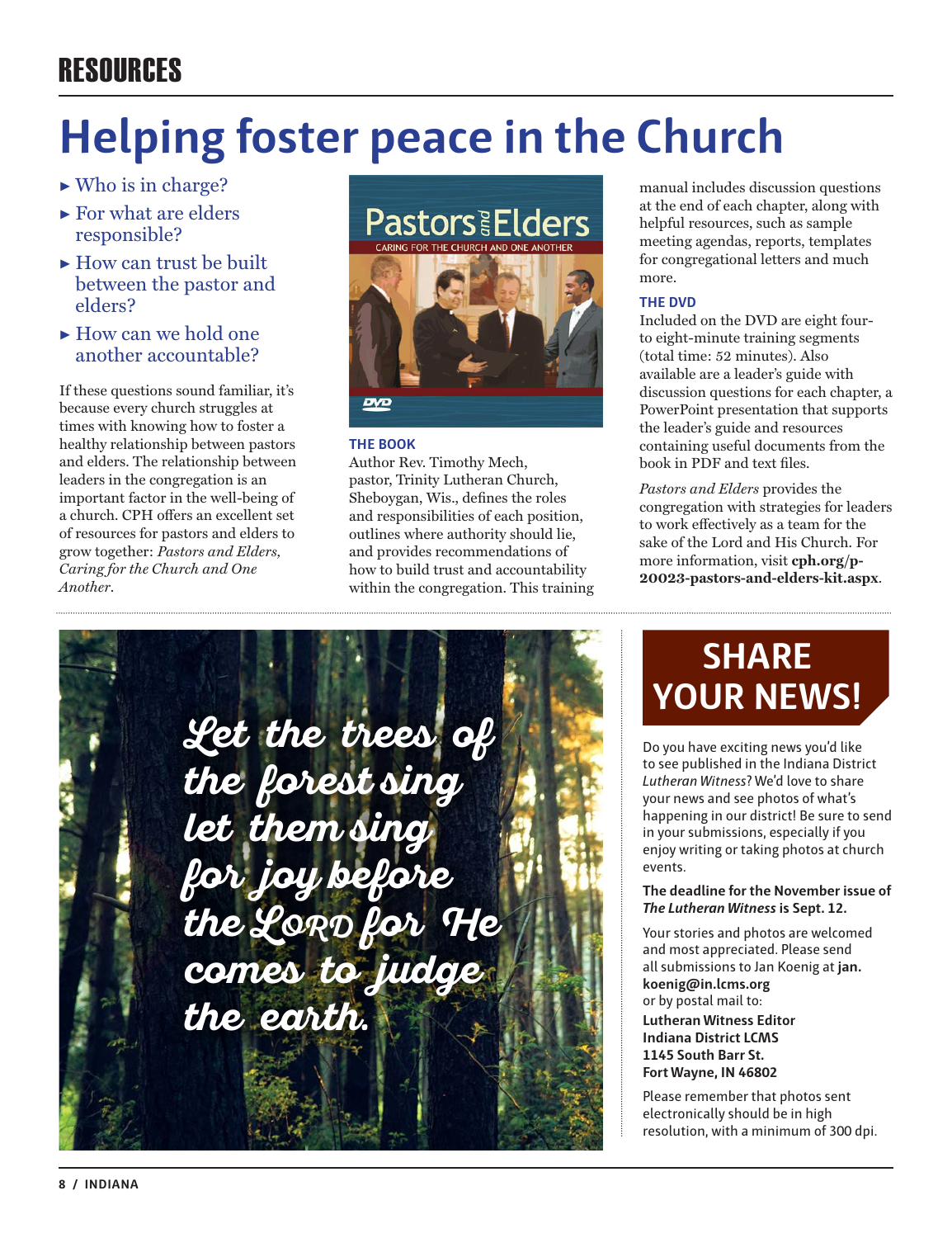RESOURCES

# Helping foster peace in the Church

- Who is in charge?
- For what are elders responsible?
- How can trust be built between the pastor and elders?
- How can we hold one another accountable?

If these questions sound familiar, it's because every church struggles at times with knowing how to foster a healthy relationship between pastors and elders. The relationship between leaders in the congregation is an important factor in the well-being of a church. CPH offers an excellent set of resources for pastors and elders to grow together: *Pastors and Elders, Caring for the Church and One Another*.

### THE BOOK

Author Rev. Timothy Mech, pastor, Trinity Lutheran Church, Sheboygan, Wis., defines the roles and responsibilities of each position, outlines where authority should lie, and provides recommendations of how to build trust and accountability within the congregation. This training manual includes discussion questions at the end of each chapter, along with helpful resources, such as sample meeting agendas, reports, templates for congregational letters and much more.

### THE DVD

Included on the DVD are eight four- to eight-minute training segments (total time: 52 minutes). Also available are a leader's guide with discussion questions for each chapter, a PowerPoint presentation that supports the leader's guide and resources containing useful documents from the book in PDF and text files.

*Pastors and Elders* provides the congregation with strategies for leaders to work effectively as a team for the sake of the Lord and His Church. For more information, visit **cph.org/p-20023-pastors-and-elders-kit.aspx**.

*Let the trees of the forest sing let them sing for joy before the LORD for He comes to judge the earth.*

## SHARE YOUR NEWS!

Do you have exciting news you'd like to see published in the Indiana District *Lutheran Witness*? We'd love to share your news and see photos of what's happening in our district! Be sure to send in your submissions, especially if you enjoy writing or taking photos at church events.

**The deadline for the November issue of *The Lutheran Witness* is Sept. 12.**

Your stories and photos are welcomed and most appreciated. Please send all submissions to Jan Koenig at **jan.koenig@in.lcms.org**
or by postal mail to:
**Lutheran Witness Editor**
**Indiana District LCMS**
**1145 South Barr St.**
**Fort Wayne, IN 46802**

Please remember that photos sent electronically should be in high resolution, with a minimum of 300 dpi.